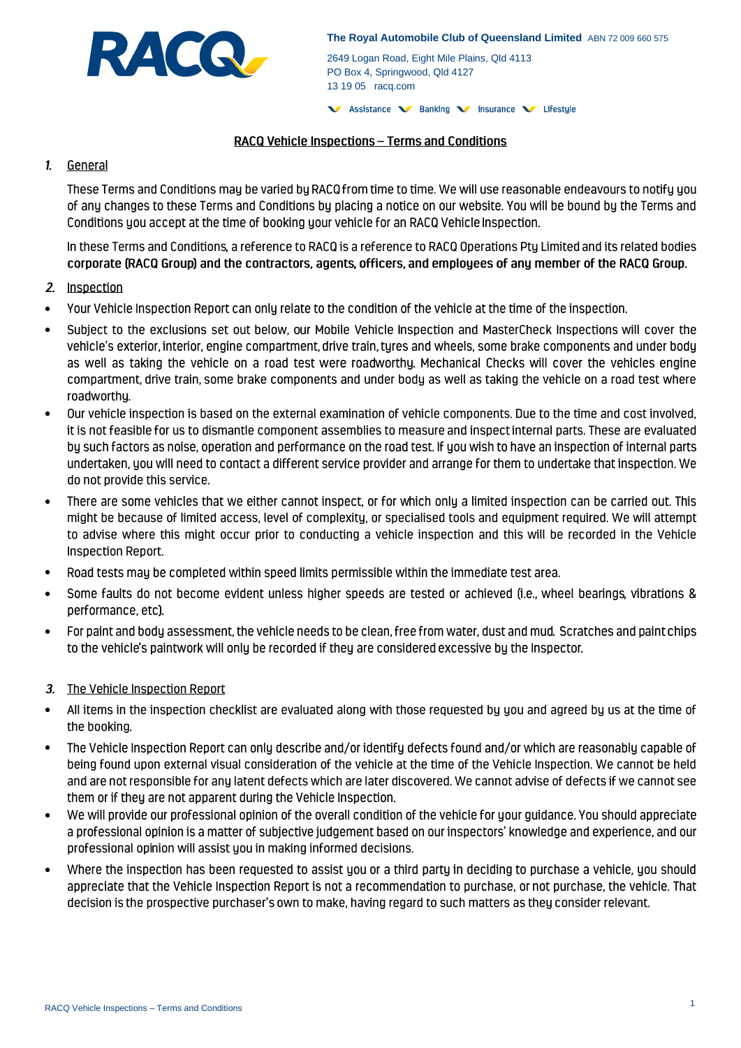**RACQ**

**The Royal Automobile Club of Queensland Limited** ABN 72 009 660 575

2649 Logan Road, Eight Mile Plains, Qld 4113
PO Box 4, Springwood, Qld 4127
13 19 05 racq.com

Assistance Banking Insurance Lifestyle

# RACQ Vehicle Inspections – Terms and Conditions

## 1. General

These Terms and Conditions may be varied by RACQ from time to time. We will use reasonable endeavours to notify you of any changes to these Terms and Conditions by placing a notice on our website. You will be bound by the Terms and Conditions you accept at the time of booking your vehicle for an RACQ Vehicle Inspection.

In these Terms and Conditions, a reference to RACQ is a reference to RACQ Operations Pty Limited and its related bodies corporate (RACQ Group) and the contractors, agents, officers, and employees of any member of the RACQ Group.

## 2. Inspection

- Your Vehicle Inspection Report can only relate to the condition of the vehicle at the time of the inspection.
- Subject to the exclusions set out below, our Mobile Vehicle Inspection and MasterCheck Inspections will cover the vehicle's exterior, interior, engine compartment, drive train, tyres and wheels, some brake components and under body as well as taking the vehicle on a road test were roadworthy. Mechanical Checks will cover the vehicles engine compartment, drive train, some brake components and under body as well as taking the vehicle on a road test where roadworthy.
- Our vehicle inspection is based on the external examination of vehicle components. Due to the time and cost involved, it is not feasible for us to dismantle component assemblies to measure and inspect internal parts. These are evaluated by such factors as noise, operation and performance on the road test. If you wish to have an inspection of internal parts undertaken, you will need to contact a different service provider and arrange for them to undertake that inspection. We do not provide this service.
- There are some vehicles that we either cannot inspect, or for which only a limited inspection can be carried out. This might be because of limited access, level of complexity, or specialised tools and equipment required. We will attempt to advise where this might occur prior to conducting a vehicle inspection and this will be recorded in the Vehicle Inspection Report.
- Road tests may be completed within speed limits permissible within the immediate test area.
- Some faults do not become evident unless higher speeds are tested or achieved (i.e., wheel bearings, vibrations & performance, etc).
- For paint and body assessment, the vehicle needs to be clean, free from water, dust and mud. Scratches and paint chips to the vehicle's paintwork will only be recorded if they are considered excessive by the Inspector.

## 3. The Vehicle Inspection Report

- All items in the inspection checklist are evaluated along with those requested by you and agreed by us at the time of the booking.
- The Vehicle Inspection Report can only describe and/or identify defects found and/or which are reasonably capable of being found upon external visual consideration of the vehicle at the time of the Vehicle Inspection. We cannot be held and are not responsible for any latent defects which are later discovered. We cannot advise of defects if we cannot see them or if they are not apparent during the Vehicle Inspection.
- We will provide our professional opinion of the overall condition of the vehicle for your guidance. You should appreciate a professional opinion is a matter of subjective judgement based on our inspectors' knowledge and experience, and our professional opinion will assist you in making informed decisions.
- Where the inspection has been requested to assist you or a third party in deciding to purchase a vehicle, you should appreciate that the Vehicle Inspection Report is not a recommendation to purchase, or not purchase, the vehicle. That decision is the prospective purchaser's own to make, having regard to such matters as they consider relevant.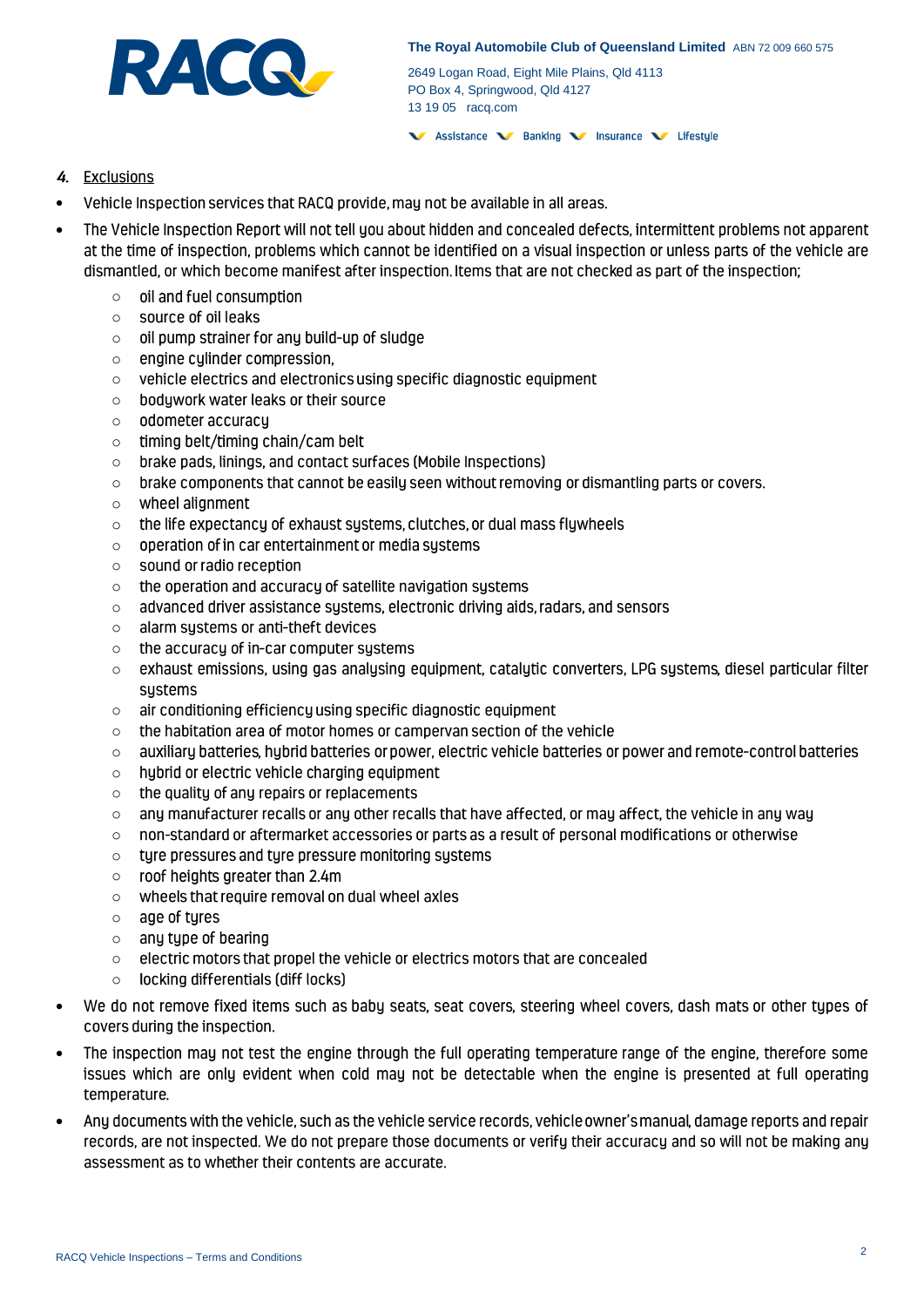4. Exclusions

- Vehicle Inspection services that RACQ provide, may not be available in all areas.
- The Vehicle Inspection Report will not tell you about hidden and concealed defects, intermittent problems not apparent at the time of inspection, problems which cannot be identified on a visual inspection or unless parts of the vehicle are dismantled, or which become manifest after inspection. Items that are not checked as part of the inspection;
  - oil and fuel consumption
  - source of oil leaks
  - oil pump strainer for any build-up of sludge
  - engine cylinder compression,
  - vehicle electrics and electronics using specific diagnostic equipment
  - bodywork water leaks or their source
  - odometer accuracy
  - timing belt/timing chain/cam belt
  - brake pads, linings, and contact surfaces (Mobile Inspections)
  - brake components that cannot be easily seen without removing or dismantling parts or covers.
  - wheel alignment
  - the life expectancy of exhaust systems, clutches, or dual mass flywheels
  - operation of in car entertainment or media systems
  - sound or radio reception
  - the operation and accuracy of satellite navigation systems
  - advanced driver assistance systems, electronic driving aids, radars, and sensors
  - alarm systems or anti-theft devices
  - the accuracy of in-car computer systems
  - exhaust emissions, using gas analysing equipment, catalytic converters, LPG systems, diesel particular filter systems
  - air conditioning efficiency using specific diagnostic equipment
  - the habitation area of motor homes or campervan section of the vehicle
  - auxiliary batteries, hybrid batteries or power, electric vehicle batteries or power and remote-control batteries
  - hybrid or electric vehicle charging equipment
  - the quality of any repairs or replacements
  - any manufacturer recalls or any other recalls that have affected, or may affect, the vehicle in any way
  - non-standard or aftermarket accessories or parts as a result of personal modifications or otherwise
  - tyre pressures and tyre pressure monitoring systems
  - roof heights greater than 2.4m
  - wheels that require removal on dual wheel axles
  - age of tyres
  - any type of bearing
  - electric motors that propel the vehicle or electrics motors that are concealed
  - locking differentials (diff locks)
- We do not remove fixed items such as baby seats, seat covers, steering wheel covers, dash mats or other types of covers during the inspection.
- The inspection may not test the engine through the full operating temperature range of the engine, therefore some issues which are only evident when cold may not be detectable when the engine is presented at full operating temperature.
- Any documents with the vehicle, such as the vehicle service records, vehicle owner's manual, damage reports and repair records, are not inspected. We do not prepare those documents or verify their accuracy and so will not be making any assessment as to whether their contents are accurate.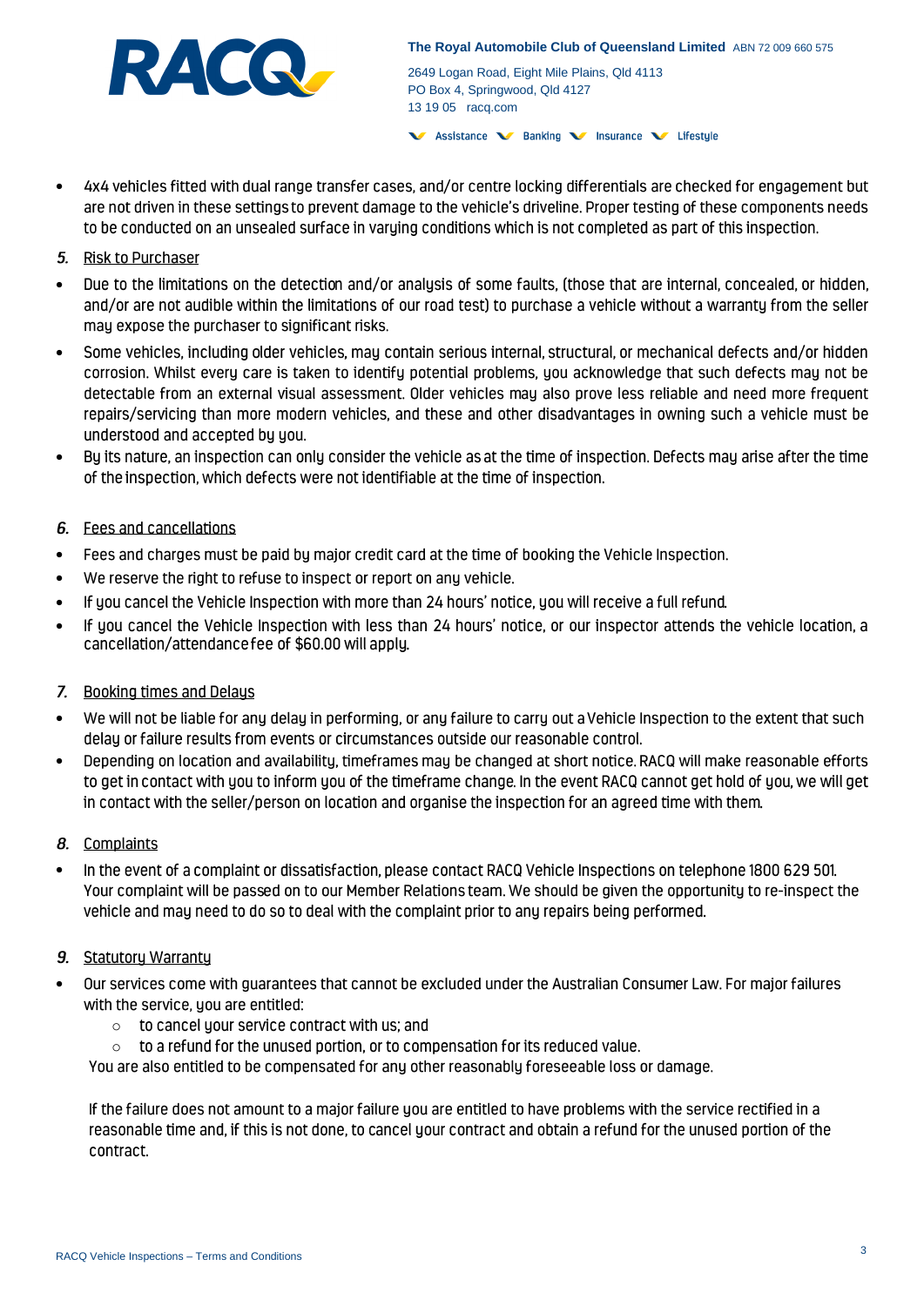- 4x4 vehicles fitted with dual range transfer cases, and/or centre locking differentials are checked for engagement but are not driven in these settings to prevent damage to the vehicle's driveline. Proper testing of these components needs to be conducted on an unsealed surface in varying conditions which is not completed as part of this inspection.

## 5. Risk to Purchaser

- Due to the limitations on the detection and/or analysis of some faults, (those that are internal, concealed, or hidden, and/or are not audible within the limitations of our road test) to purchase a vehicle without a warranty from the seller may expose the purchaser to significant risks.
- Some vehicles, including older vehicles, may contain serious internal, structural, or mechanical defects and/or hidden corrosion. Whilst every care is taken to identify potential problems, you acknowledge that such defects may not be detectable from an external visual assessment. Older vehicles may also prove less reliable and need more frequent repairs/servicing than more modern vehicles, and these and other disadvantages in owning such a vehicle must be understood and accepted by you.
- By its nature, an inspection can only consider the vehicle as at the time of inspection. Defects may arise after the time of the inspection, which defects were not identifiable at the time of inspection.

## 6. Fees and cancellations

- Fees and charges must be paid by major credit card at the time of booking the Vehicle Inspection.
- We reserve the right to refuse to inspect or report on any vehicle.
- If you cancel the Vehicle Inspection with more than 24 hours' notice, you will receive a full refund.
- If you cancel the Vehicle Inspection with less than 24 hours' notice, or our inspector attends the vehicle location, a cancellation/attendance fee of $60.00 will apply.

## 7. Booking times and Delays

- We will not be liable for any delay in performing, or any failure to carry out a Vehicle Inspection to the extent that such delay or failure results from events or circumstances outside our reasonable control.
- Depending on location and availability, timeframes may be changed at short notice. RACQ will make reasonable efforts to get in contact with you to inform you of the timeframe change. In the event RACQ cannot get hold of you, we will get in contact with the seller/person on location and organise the inspection for an agreed time with them.

## 8. Complaints

- In the event of a complaint or dissatisfaction, please contact RACQ Vehicle Inspections on telephone 1800 629 501. Your complaint will be passed on to our Member Relations team. We should be given the opportunity to re-inspect the vehicle and may need to do so to deal with the complaint prior to any repairs being performed.

## 9. Statutory Warranty

- Our services come with guarantees that cannot be excluded under the Australian Consumer Law. For major failures with the service, you are entitled:
  - to cancel your service contract with us; and
  - to a refund for the unused portion, or to compensation for its reduced value.

  You are also entitled to be compensated for any other reasonably foreseeable loss or damage.

  If the failure does not amount to a major failure you are entitled to have problems with the service rectified in a reasonable time and, if this is not done, to cancel your contract and obtain a refund for the unused portion of the contract.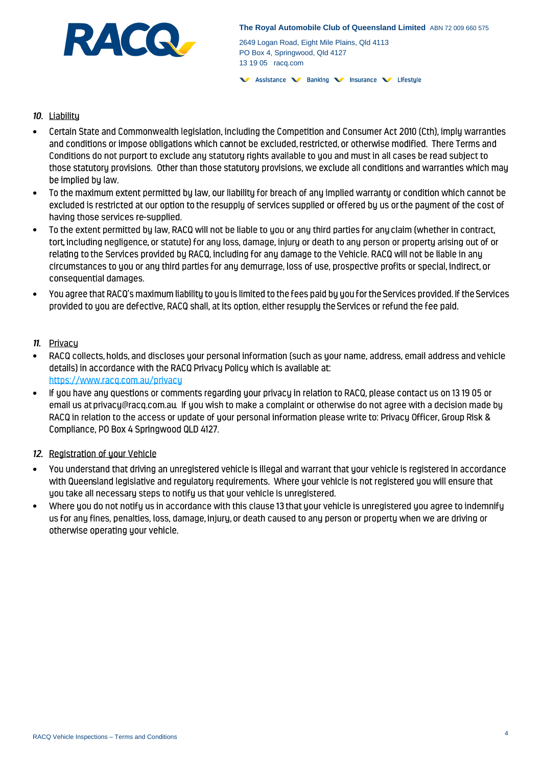## 10. Liability

- Certain State and Commonwealth legislation, including the Competition and Consumer Act 2010 (Cth), imply warranties and conditions or impose obligations which cannot be excluded, restricted, or otherwise modified. There Terms and Conditions do not purport to exclude any statutory rights available to you and must in all cases be read subject to those statutory provisions. Other than those statutory provisions, we exclude all conditions and warranties which may be implied by law.
- To the maximum extent permitted by law, our liability for breach of any implied warranty or condition which cannot be excluded is restricted at our option to the resupply of services supplied or offered by us or the payment of the cost of having those services re-supplied.
- To the extent permitted by law, RACQ will not be liable to you or any third parties for any claim (whether in contract, tort, including negligence, or statute) for any loss, damage, injury or death to any person or property arising out of or relating to the Services provided by RACQ, including for any damage to the Vehicle. RACQ will not be liable in any circumstances to you or any third parties for any demurrage, loss of use, prospective profits or special, indirect, or consequential damages.
- You agree that RACQ's maximum liability to you is limited to the fees paid by you for the Services provided. If the Services provided to you are defective, RACQ shall, at its option, either resupply the Services or refund the fee paid.

## 11. Privacy

- RACQ collects, holds, and discloses your personal information (such as your name, address, email address and vehicle details) in accordance with the RACQ Privacy Policy which is available at: https://www.racq.com.au/privacy
- If you have any questions or comments regarding your privacy in relation to RACQ, please contact us on 13 19 05 or email us at privacy@racq.com.au. If you wish to make a complaint or otherwise do not agree with a decision made by RACQ in relation to the access or update of your personal information please write to: Privacy Officer, Group Risk & Compliance, PO Box 4 Springwood QLD 4127.

## 12. Registration of your Vehicle

- You understand that driving an unregistered vehicle is illegal and warrant that your vehicle is registered in accordance with Queensland legislative and regulatory requirements. Where your vehicle is not registered you will ensure that you take all necessary steps to notify us that your vehicle is unregistered.
- Where you do not notify us in accordance with this clause 13 that your vehicle is unregistered you agree to indemnify us for any fines, penalties, loss, damage, injury, or death caused to any person or property when we are driving or otherwise operating your vehicle.